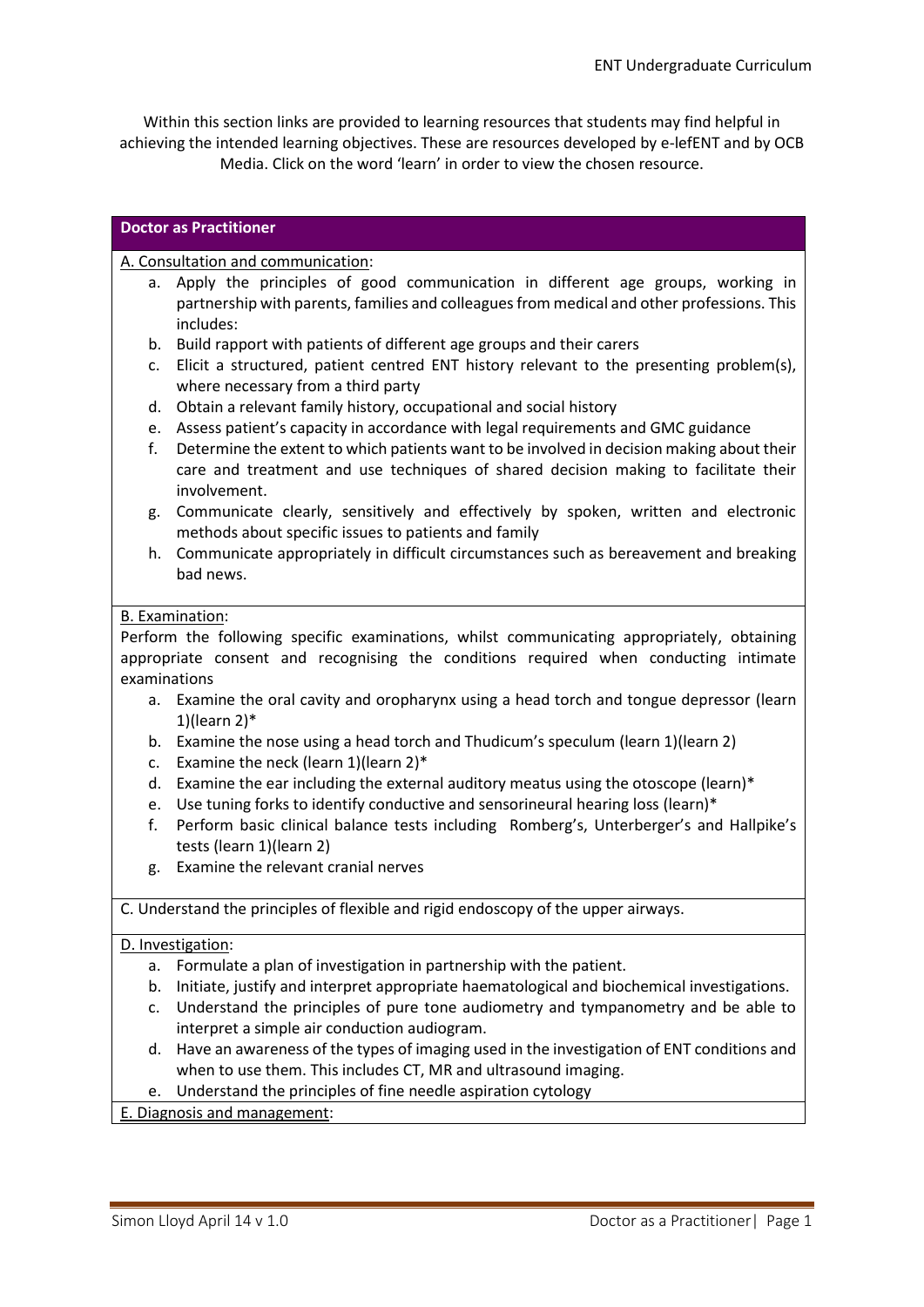Within this section links are provided to learning resources that students may find helpful in achieving the intended learning objectives. These are resources developed by e-lefENT and by OCB Media. Click on the word 'learn' in order to view the chosen resource.

## Doctor as Practitioner

A. Consultation and communication:

a. Apply the principles of good communication in different age groups, working in partnership with parents, families and colleagues from medical and other professions. This includes:
b. Build rapport with patients of different age groups and their carers
c. Elicit a structured, patient centred ENT history relevant to the presenting problem(s), where necessary from a third party
d. Obtain a relevant family history, occupational and social history
e. Assess patient's capacity in accordance with legal requirements and GMC guidance
f. Determine the extent to which patients want to be involved in decision making about their care and treatment and use techniques of shared decision making to facilitate their involvement.
g. Communicate clearly, sensitively and effectively by spoken, written and electronic methods about specific issues to patients and family
h. Communicate appropriately in difficult circumstances such as bereavement and breaking bad news.

B. Examination:

Perform the following specific examinations, whilst communicating appropriately, obtaining appropriate consent and recognising the conditions required when conducting intimate examinations

a. Examine the oral cavity and oropharynx using a head torch and tongue depressor (learn 1)(learn 2)*
b. Examine the nose using a head torch and Thudicum's speculum (learn 1)(learn 2)
c. Examine the neck (learn 1)(learn 2)*
d. Examine the ear including the external auditory meatus using the otoscope (learn)*
e. Use tuning forks to identify conductive and sensorineural hearing loss (learn)*
f. Perform basic clinical balance tests including Romberg's, Unterberger's and Hallpike's tests (learn 1)(learn 2)
g. Examine the relevant cranial nerves

C. Understand the principles of flexible and rigid endoscopy of the upper airways.

D. Investigation:

a. Formulate a plan of investigation in partnership with the patient.
b. Initiate, justify and interpret appropriate haematological and biochemical investigations.
c. Understand the principles of pure tone audiometry and tympanometry and be able to interpret a simple air conduction audiogram.
d. Have an awareness of the types of imaging used in the investigation of ENT conditions and when to use them. This includes CT, MR and ultrasound imaging.
e. Understand the principles of fine needle aspiration cytology

E. Diagnosis and management: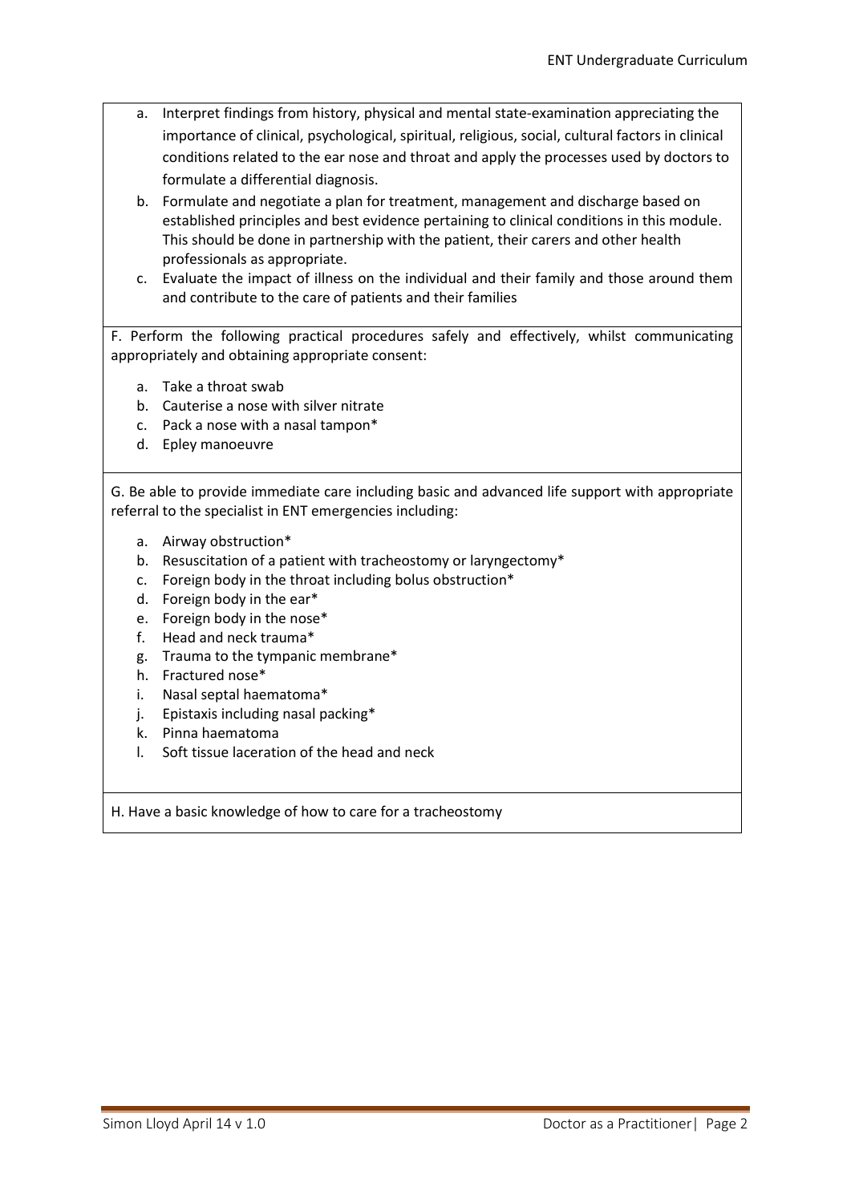a. Interpret findings from history, physical and mental state-examination appreciating the importance of clinical, psychological, spiritual, religious, social, cultural factors in clinical conditions related to the ear nose and throat and apply the processes used by doctors to formulate a differential diagnosis.
b. Formulate and negotiate a plan for treatment, management and discharge based on established principles and best evidence pertaining to clinical conditions in this module. This should be done in partnership with the patient, their carers and other health professionals as appropriate.
c. Evaluate the impact of illness on the individual and their family and those around them and contribute to the care of patients and their families

F. Perform the following practical procedures safely and effectively, whilst communicating appropriately and obtaining appropriate consent:

a. Take a throat swab
b. Cauterise a nose with silver nitrate
c. Pack a nose with a nasal tampon*
d. Epley manoeuvre

G. Be able to provide immediate care including basic and advanced life support with appropriate referral to the specialist in ENT emergencies including:

a. Airway obstruction*
b. Resuscitation of a patient with tracheostomy or laryngectomy*
c. Foreign body in the throat including bolus obstruction*
d. Foreign body in the ear*
e. Foreign body in the nose*
f. Head and neck trauma*
g. Trauma to the tympanic membrane*
h. Fractured nose*
i. Nasal septal haematoma*
j. Epistaxis including nasal packing*
k. Pinna haematoma
l. Soft tissue laceration of the head and neck

H. Have a basic knowledge of how to care for a tracheostomy